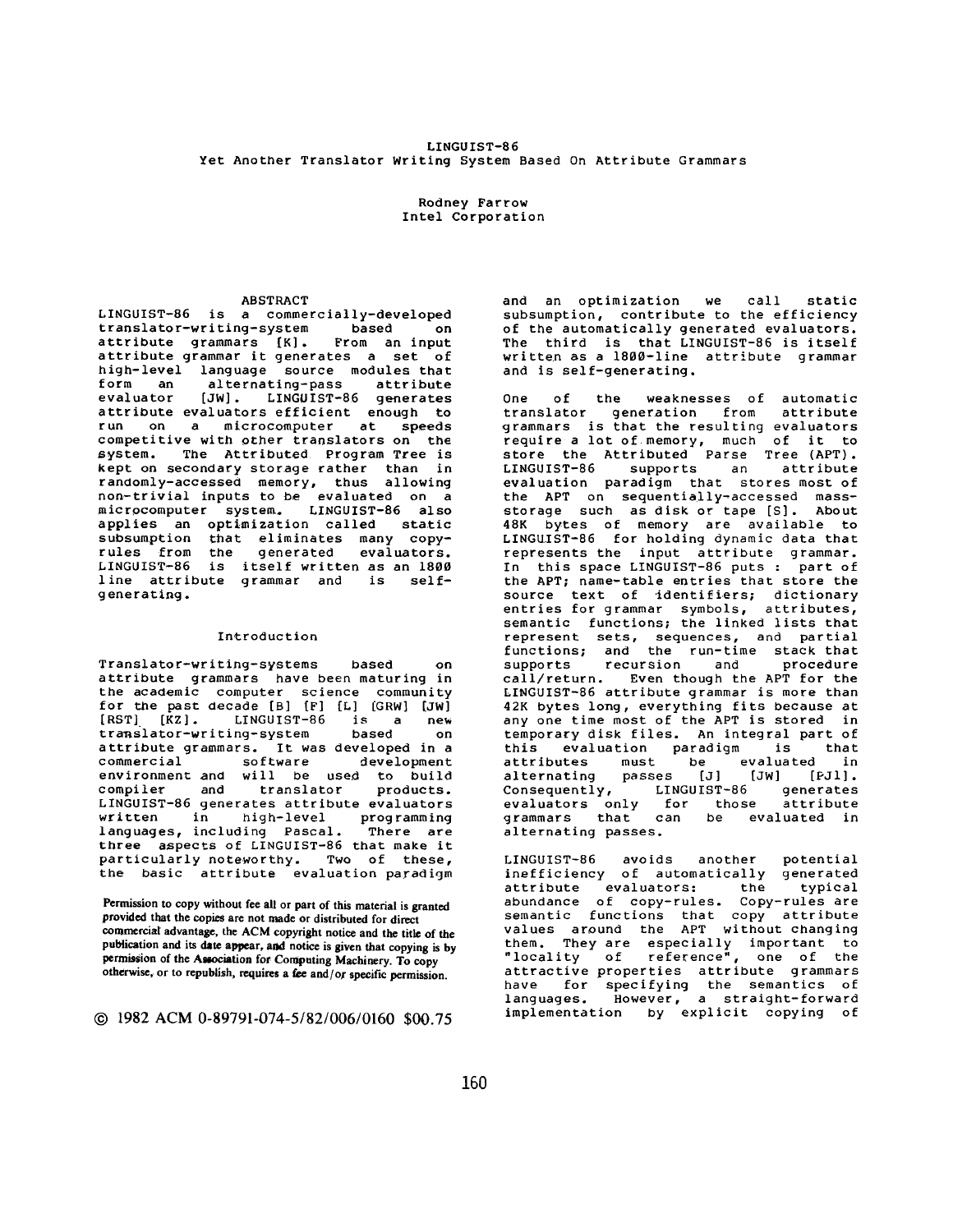# LINGUIST-86
## Yet Another Translator Writing System Based On Attribute Grammars

Rodney Farrow
Intel Corporation

### ABSTRACT

LINGUIST-86 is a commercially-developed translator-writing-system based on attribute grammars [K]. From an input attribute grammar it generates a set of high-level language source modules that form an alternating-pass attribute evaluator [JW]. LINGUIST-86 generates attribute evaluators efficient enough to run on a microcomputer at speeds competitive with other translators on the system. The Attributed Program Tree is kept on secondary storage rather than in randomly-accessed memory, thus allowing non-trivial inputs to be evaluated on a microcomputer system. LINGUIST-86 also applies an optimization called static subsumption that eliminates many copy-rules from the generated evaluators. LINGUIST-86 is itself written as an 1800 line attribute grammar and is self-generating.

### Introduction

Translator-writing-systems based on attribute grammars have been maturing in the academic computer science community for the past decade [B] [F] [L] [GRW] [JW] [RST] [KZ]. LINGUIST-86 is a new translator-writing-system based on attribute grammars. It was developed in a commercial software development environment and will be used to build compiler and translator products. LINGUIST-86 generates attribute evaluators written in high-level programming languages, including Pascal. There are three aspects of LINGUIST-86 that make it particularly noteworthy. Two of these, the basic attribute evaluation paradigm and an optimization we call static subsumption, contribute to the efficiency of the automatically generated evaluators. The third is that LINGUIST-86 is itself written as a 1800-line attribute grammar and is self-generating.

One of the weaknesses of automatic translator generation from attribute grammars is that the resulting evaluators require a lot of memory, much of it to store the Attributed Parse Tree (APT). LINGUIST-86 supports an attribute evaluation paradigm that stores most of the APT on sequentially-accessed mass-storage such as disk or tape [S]. About 48K bytes of memory are available to LINGUIST-86 for holding dynamic data that represents the input attribute grammar. In this space LINGUIST-86 puts : part of the APT; name-table entries that store the source text of identifiers; dictionary entries for grammar symbols, attributes, semantic functions; the linked lists that represent sets, sequences, and partial functions; and the run-time stack that supports recursion and procedure call/return. Even though the APT for the LINGUIST-86 attribute grammar is more than 42K bytes long, everything fits because at any one time most of the APT is stored in temporary disk files. An integral part of this evaluation paradigm is that attributes must be evaluated in alternating passes [J] [JW] [PJ1]. Consequently, LINGUIST-86 generates evaluators only for those attribute grammars that can be evaluated in alternating passes.

LINGUIST-86 avoids another potential inefficiency of automatically generated attribute evaluators: the typical abundance of copy-rules. Copy-rules are semantic functions that copy attribute values around the APT without changing them. They are especially important to "locality of reference", one of the attractive properties attribute grammars have for specifying the semantics of languages. However, a straight-forward implementation by explicit copying of

Permission to copy without fee all or part of this material is granted provided that the copies are not made or distributed for direct commercial advantage, the ACM copyright notice and the title of the publication and its date appear, and notice is given that copying is by permission of the Association for Computing Machinery. To copy otherwise, or to republish, requires a fee and/or specific permission.

© 1982 ACM 0-89791-074-5/82/006/0160 $00.75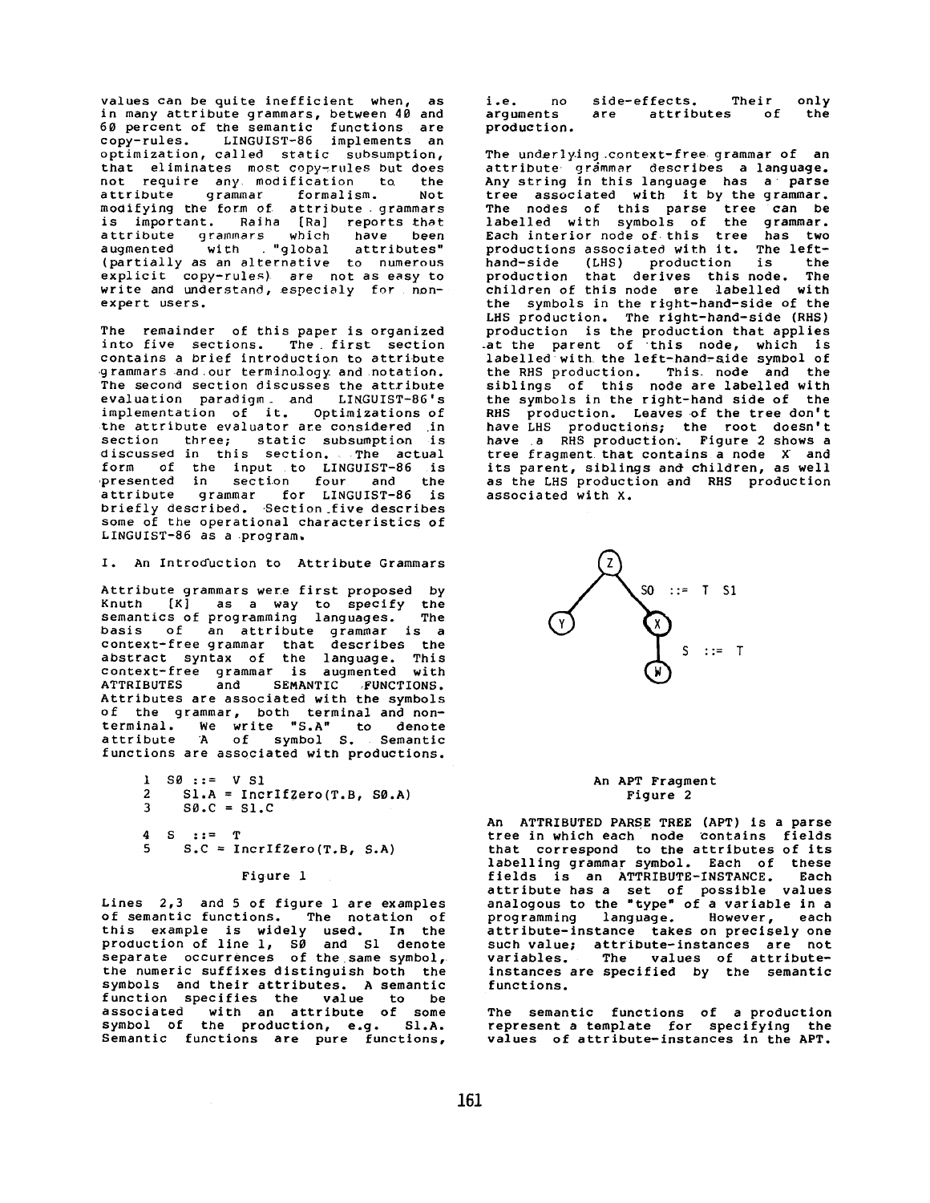values can be quite inefficient when, as in many attribute grammars, between 40 and 60 percent of the semantic functions are copy-rules. LINGUIST-86 implements an optimization, called static subsumption, that eliminates most copy-rules but does not require any modification to the attribute grammar formalism. Not modifying the form of attribute grammars is important. Raiha [Ra] reports that attribute grammars which have been augmented with "global attributes" (partially as an alternative to numerous explicit copy-rules) are not as easy to write and understand, especialy for non-expert users.

The remainder of this paper is organized into five sections. The first section contains a brief introduction to attribute grammars and our terminology and notation. The second section discusses the attribute evaluation paradigm and LINGUIST-86's implementation of it. Optimizations of the attribute evaluator are considered in section three; static subsumption is discussed in this section. The actual form of the input to LINGUIST-86 is presented in section four and the attribute grammar for LINGUIST-86 is briefly described. Section five describes some of the operational characteristics of LINGUIST-86 as a program.

## I. An Introduction to Attribute Grammars

Attribute grammars were first proposed by Knuth [K] as a way to specify the semantics of programming languages. The basis of an attribute grammar is a context-free grammar that describes the abstract syntax of the language. This context-free grammar is augmented with ATTRIBUTES and SEMANTIC FUNCTIONS. Attributes are associated with the symbols of the grammar, both terminal and non-terminal. We write "S.A" to denote attribute A of symbol S. Semantic functions are associated with productions.

```
1  S0 ::=  V S1
2    S1.A = IncrIfZero(T.B, S0.A)
3    S0.C = S1.C

4  S  ::=  T
5    S.C = IncrIfZero(T.B, S.A)
```

Figure 1

Lines 2,3 and 5 of figure 1 are examples of semantic functions. The notation of this example is widely used. In the production of line 1, S0 and S1 denote separate occurrences of the same symbol, the numeric suffixes distinguish both the symbols and their attributes. A semantic function specifies the value to be associated with an attribute of some symbol of the production, e.g. S1.A. Semantic functions are pure functions, i.e. no side-effects. Their only arguments are attributes of the production.

The underlying context-free grammar of an attribute grammar describes a language. Any string in this language has a parse tree associated with it by the grammar. The nodes of this parse tree can be labelled with symbols of the grammar. Each interior node of this tree has two productions associated with it. The left-hand-side (LHS) production is the production that derives this node. The children of this node are labelled with the symbols in the right-hand-side of the LHS production. The right-hand-side (RHS) production is the production that applies at the parent of this node, which is labelled with the left-hand-side symbol of the RHS production. This node and the siblings of this node are labelled with the symbols in the right-hand side of the RHS production. Leaves of the tree don't have LHS productions; the root doesn't have a RHS production. Figure 2 shows a tree fragment that contains a node X and its parent, siblings and children, as well as the LHS production and RHS production associated with X.

An APT Fragment
Figure 2

An ATTRIBUTED PARSE TREE (APT) is a parse tree in which each node contains fields that correspond to the attributes of its labelling grammar symbol. Each of these fields is an ATTRIBUTE-INSTANCE. Each attribute has a set of possible values analogous to the "type" of a variable in a programming language. However, each attribute-instance takes on precisely one such value; attribute-instances are not variables. The values of attribute-instances are specified by the semantic functions.

The semantic functions of a production represent a template for specifying the values of attribute-instances in the APT.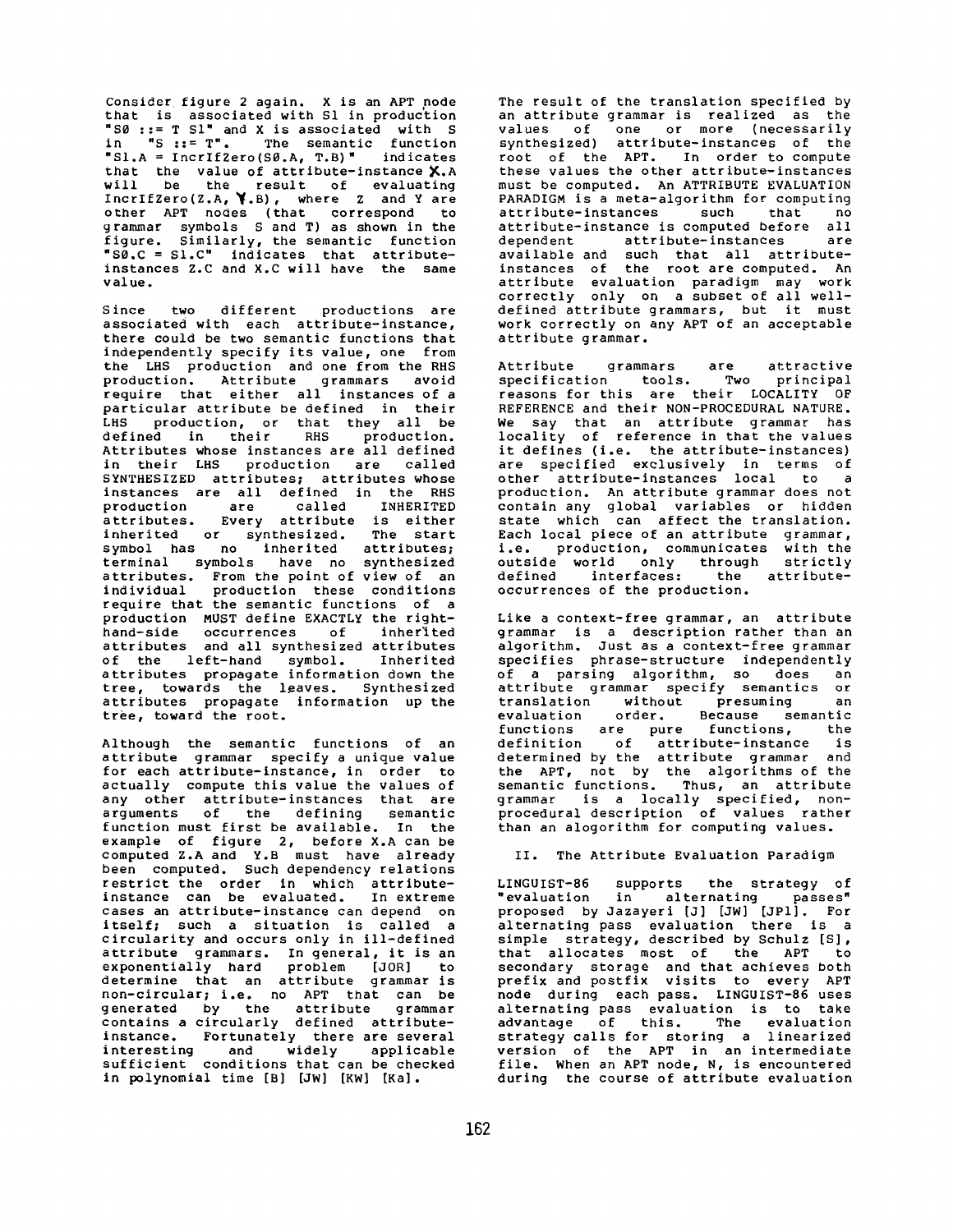Consider figure 2 again. X is an APT node that is associated with S1 in production "S0 ::= T S1" and X is associated with S in "S ::= T". The semantic function "S1.A = IncrIfZero(S0.A, T.B)" indicates that the value of attribute-instance X.A will be the result of evaluating IncrIfZero(Z.A, Y.B), where Z and Y are other APT nodes (that correspond to grammar symbols S and T) as shown in the figure. Similarly, the semantic function "S0.C = S1.C" indicates that attribute-instances Z.C and X.C will have the same value.

Since two different productions are associated with each attribute-instance, there could be two semantic functions that independently specify its value, one from the LHS production and one from the RHS production. Attribute grammars avoid require that either all instances of a particular attribute be defined in their LHS production, or that they all be defined in their RHS production. Attributes whose instances are all defined in their LHS production are called SYNTHESIZED attributes; attributes whose instances are all defined in the RHS production are called INHERITED attributes. Every attribute is either inherited or synthesized. The start symbol has no inherited attributes; terminal symbols have no synthesized attributes. From the point of view of an individual production these conditions require that the semantic functions of a production MUST define EXACTLY the right-hand-side occurrences of inherited attributes and all synthesized attributes of the left-hand symbol. Inherited attributes propagate information down the tree, towards the leaves. Synthesized attributes propagate information up the tree, toward the root.

Although the semantic functions of an attribute grammar specify a unique value for each attribute-instance, in order to actually compute this value the values of any other attribute-instances that are arguments of the defining semantic function must first be available. In the example of figure 2, before X.A can be computed Z.A and Y.B must have already been computed. Such dependency relations restrict the order in which attribute-instance can be evaluated. In extreme cases an attribute-instance can depend on itself; such a situation is called a circularity and occurs only in ill-defined attribute grammars. In general, it is an exponentially hard problem [JOR] to determine that an attribute grammar is non-circular; i.e. no APT that can be generated by the attribute grammar contains a circularly defined attribute-instance. Fortunately there are several interesting and widely applicable sufficient conditions that can be checked in polynomial time [B] [JW] [KW] [Ka].

The result of the translation specified by an attribute grammar is realized as the values of one or more (necessarily synthesized) attribute-instances of the root of the APT. In order to compute these values the other attribute-instances must be computed. An ATTRIBUTE EVALUATION PARADIGM is a meta-algorithm for computing attribute-instances such that no attribute-instance is computed before all dependent attribute-instances are available and such that all attribute-instances of the root are computed. An attribute evaluation paradigm may work correctly only on a subset of all well-defined attribute grammars, but it must work correctly on any APT of an acceptable attribute grammar.

Attribute grammars are attractive specification tools. Two principal reasons for this are their LOCALITY OF REFERENCE and their NON-PROCEDURAL NATURE. We say that an attribute grammar has locality of reference in that the values it defines (i.e. the attribute-instances) are specified exclusively in terms of other attribute-instances local to a production. An attribute grammar does not contain any global variables or hidden state which can affect the translation. Each local piece of an attribute grammar, i.e. production, communicates with the outside world only through strictly defined interfaces: the attribute-occurrences of the production.

Like a context-free grammar, an attribute grammar is a description rather than an algorithm. Just as a context-free grammar specifies phrase-structure independently of a parsing algorithm, so does an attribute grammar specify semantics or translation without presuming an evaluation order. Because semantic functions are pure functions, the definition of attribute-instance is determined by the attribute grammar and the APT, not by the algorithms of the semantic functions. Thus, an attribute grammar is a locally specified, non-procedural description of values rather than an alogorithm for computing values.

## II. The Attribute Evaluation Paradigm

LINGUIST-86 supports the strategy of "evaluation in alternating passes" proposed by Jazayeri [J] [JW] [JPl]. For alternating pass evaluation there is a simple strategy, described by Schulz [S], that allocates most of the APT to secondary storage and that achieves both prefix and postfix visits to every APT node during each pass. LINGUIST-86 uses alternating pass evaluation is to take advantage of this. The evaluation strategy calls for storing a linearized version of the APT in an intermediate file. When an APT node, N, is encountered during the course of attribute evaluation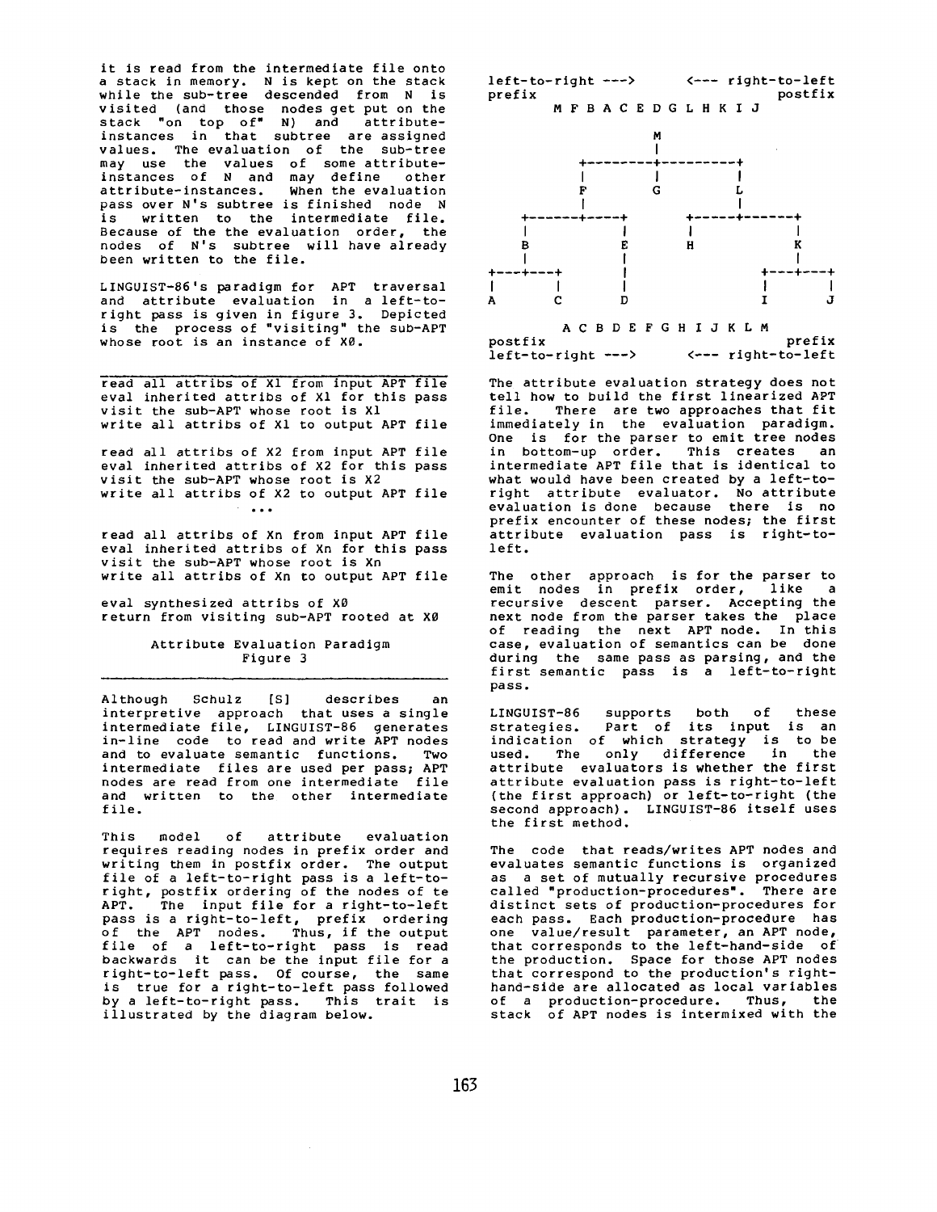it is read from the intermediate file onto a stack in memory. N is kept on the stack while the sub-tree descended from N is visited (and those nodes get put on the stack "on top of" N) and attribute-instances in that subtree are assigned values. The evaluation of the sub-tree may use the values of some attribute-instances of N and may define other attribute-instances. When the evaluation pass over N's subtree is finished node N is written to the intermediate file. Because of the the evaluation order, the nodes of N's subtree will have already been written to the file.

LINGUIST-86's paradigm for APT traversal and attribute evaluation in a left-to-right pass is given in figure 3. Depicted is the process of "visiting" the sub-APT whose root is an instance of X0.

```
read all attribs of X1 from input APT file
eval inherited attribs of X1 for this pass
visit the sub-APT whose root is X1
write all attribs of X1 to output APT file

read all attribs of X2 from input APT file
eval inherited attribs of X2 for this pass
visit the sub-APT whose root is X2
write all attribs of X2 to output APT file
                    ...

read all attribs of Xn from input APT file
eval inherited attribs of Xn for this pass
visit the sub-APT whose root is Xn
write all attribs of Xn to output APT file

eval synthesized attribs of X0
return from visiting sub-APT rooted at X0
```

Attribute Evaluation Paradigm
Figure 3

Although Schulz [S] describes an interpretive approach that uses a single intermediate file, LINGUIST-86 generates in-line code to read and write APT nodes and to evaluate semantic functions. Two intermediate files are used per pass; APT nodes are read from one intermediate file and written to the other intermediate file.

This model of attribute evaluation requires reading nodes in prefix order and writing them in postfix order. The output file of a left-to-right pass is a left-to-right, postfix ordering of the nodes of te APT. The input file for a right-to-left pass is a right-to-left, prefix ordering of the APT nodes. Thus, if the output file of a left-to-right pass is read backwards it can be the input file for a right-to-left pass. Of course, the same is true for a right-to-left pass followed by a left-to-right pass. This trait is illustrated by the diagram below.

```
left-to-right --->        <--- right-to-left
prefix                               postfix
       M F B A C E D G L H K I J

                      M
                      |
          +-----------+-----------+
          |           |           |
          F           G           L
          |                       |
   +------+-----+          +------+------+
   |            |          |             |
   B            E          H             K
   |            |                        |
+--+--+         |                     +--+--+
|     |         |                     |     |
A     C         D                     I     J

       A C B D E F G H I J K L M
postfix                               prefix
left-to-right --->        <--- right-to-left
```

The attribute evaluation strategy does not tell how to build the first linearized APT file. There are two approaches that fit immediately in the evaluation paradigm. One is for the parser to emit tree nodes in bottom-up order. This creates an intermediate APT file that is identical to what would have been created by a left-to-right attribute evaluator. No attribute evaluation is done because there is no prefix encounter of these nodes; the first attribute evaluation pass is right-to-left.

The other approach is for the parser to emit nodes in prefix order, like a recursive descent parser. Accepting the next node from the parser takes the place of reading the next APT node. In this case, evaluation of semantics can be done during the same pass as parsing, and the first semantic pass is a left-to-right pass.

LINGUIST-86 supports both of these strategies. Part of its input is an indication of which strategy is to be used. The only difference in the attribute evaluators is whether the first attribute evaluation pass is right-to-left (the first approach) or left-to-right (the second approach). LINGUIST-86 itself uses the first method.

The code that reads/writes APT nodes and evaluates semantic functions is organized as a set of mutually recursive procedures called "production-procedures". There are distinct sets of production-procedures for each pass. Each production-procedure has one value/result parameter, an APT node, that corresponds to the left-hand-side of the production. Space for those APT nodes that correspond to the production's right-hand-side are allocated as local variables of a production-procedure. Thus, the stack of APT nodes is intermixed with the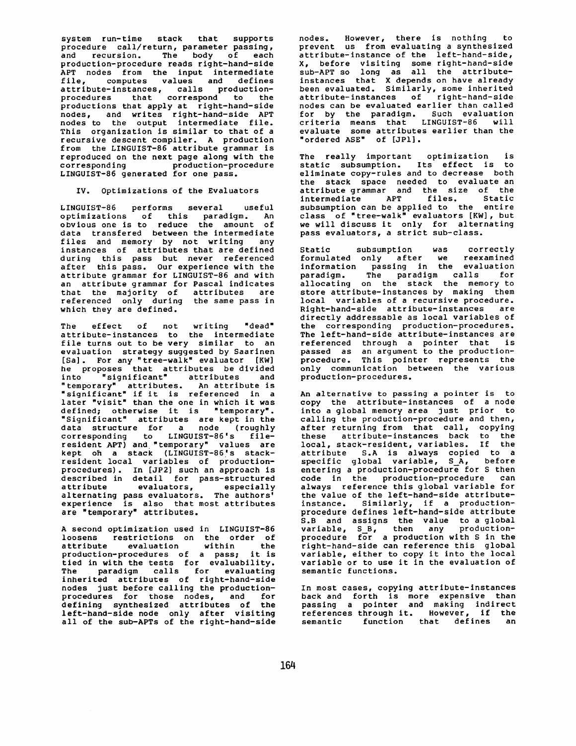system run-time stack that supports procedure call/return, parameter passing, and recursion. The body of each production-procedure reads right-hand-side APT nodes from the input intermediate file, computes values and defines attribute-instances, calls production-procedures that correspond to the productions that apply at right-hand-side nodes, and writes right-hand-side APT nodes to the output intermediate file. This organization is similar to that of a recursive descent compiler. A production from the LINGUIST-86 attribute grammar is reproduced on the next page along with the corresponding production-procedure LINGUIST-86 generated for one pass.

## IV. Optimizations of the Evaluators

LINGUIST-86 performs several useful optimizations of this paradigm. An obvious one is to reduce the amount of data transfered between the intermediate files and memory by not writing any instances of attributes that are defined during this pass but never referenced after this pass. Our experience with the attribute grammar for LINGUIST-86 and with an attribute grammar for Pascal indicates that the majority of attributes are referenced only during the same pass in which they are defined.

The effect of not writing "dead" attribute-instances to the intermediate file turns out to be very similar to an evaluation strategy suggested by Saarinen [Sa]. For any "tree-walk" evaluator [KW] he proposes that attributes be divided into "significant" attributes and "temporary" attributes. An attribute is "significant" if it is referenced in a later "visit" than the one in which it was defined; otherwise it is "temporary". "Significant" attributes are kept in the data structure for a node (roughly corresponding to LINGUIST-86's file-resident APT) and "temporary" values are kept on a stack (LINGUIST-86's stack-resident local variables of production-procedures). In [JP2] such an approach is described in detail for pass-structured attribute evaluators, especially alternating pass evaluators. The authors' experience is also that most attributes are "temporary" attributes.

A second optimization used in LINGUIST-86 loosens restrictions on the order of attribute evaluation within the production-procedures of a pass; it is tied in with the tests for evaluability. The paradigm calls for evaluating inherited attributes of right-hand-side nodes just before calling the production-procedures for those nodes, and for defining synthesized attributes of the left-hand-side node only after visiting all of the sub-APTs of the right-hand-side nodes. However, there is nothing to prevent us from evaluating a synthesized attribute-instance of the left-hand-side, X, before visiting some right-hand-side sub-APT so long as all the attribute-instances that X depends on have already been evaluated. Similarly, some inherited attribute-instances of right-hand-side nodes can be evaluated earlier than called for by the paradigm. Such evaluation criteria means that LINGUIST-86 will evaluate some attributes earlier than the "ordered ASE" of [JP1].

The really important optimization is static subsumption. Its effect is to eliminate copy-rules and to decrease both the stack space needed to evaluate an attribute grammar and the size of the intermediate APT files. Static subsumption can be applied to the entire class of "tree-walk" evaluators [KW], but we will discuss it only for alternating pass evaluators, a strict sub-class.

Static subsumption was correctly formulated only after we reexamined information passing in the evaluation paradigm. The paradigm calls for allocating on the stack the memory to store attribute-instances by making them local variables of a recursive procedure. Right-hand-side attribute-instances are directly addressable as local variables of the corresponding production-procedures. The left-hand-side attribute-instances are referenced through a pointer that is passed as an argument to the production-procedure. This pointer represents the only communication between the various production-procedures.

An alternative to passing a pointer is to copy the attribute-instances of a node into a global memory area just prior to calling the production-procedure and then, after returning from that call, copying these attribute-instances back to the local, stack-resident, variables. If the attribute S.A is always copied to a specific global variable, S_A, before entering a production-procedure for S then code in the production-procedure can always reference this global variable for the value of the left-hand-side attribute-instance. Similarly, if a production-procedure defines left-hand-side attribute S.B and assigns the value to a global variable, S_B, then any production-procedure for a production with S in the right-hand-side can reference this global variable, either to copy it into the local variable or to use it in the evaluation of semantic functions.

In most cases, copying attribute-instances back and forth is more expensive than passing a pointer and making indirect references through it. However, if the semantic function that defines an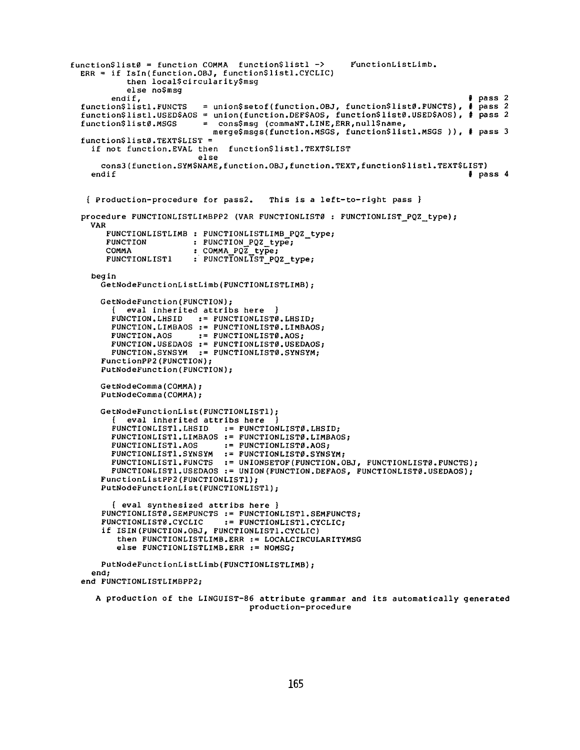```
function$list0 = function COMMA  function$list1 ->      FunctionListLimb.
  ERR = if IsIn(function.OBJ, function$list1.CYCLIC)
          then local$circularity$msg
          else no$msg
        endif,                                                           # pass 2
  function$list1.FUNCTS   = union$setof(function.OBJ, function$list0.FUNCTS), # pass 2
  function$list1.USED$AOS = union(function.DEF$AOS, function$list0.USED$AOS), # pass 2
  function$list0.MSGS     =  cons$msg (commaNT.LINE,ERR,null$name,
                            merge$msgs(function.MSGS, function$list1.MSGS )), # pass 3
  function$list0.TEXT$LIST =
    if not function.EVAL then  function$list1.TEXT$LIST
                         else
      cons3(function.SYM$NAME,function.OBJ,function.TEXT,function$list1.TEXT$LIST)
    endif                                                                # pass 4


   { Production-procedure for pass2.   This is a left-to-right pass }

  procedure FUNCTIONLISTLIMBPP2 (VAR FUNCTIONLIST0 : FUNCTIONLIST_PQZ_type);
    VAR
       FUNCTIONLISTLIMB : FUNCTIONLISTLIMB_PQZ_type;
       FUNCTION         : FUNCTION_PQZ_type;
       COMMA            : COMMA_PQZ_type;
       FUNCTIONLIST1    : FUNCTIONLIST_PQZ_type;

    begin
      GetNodeFunctionListLimb(FUNCTIONLISTLIMB);

      GetNodeFunction(FUNCTION);
        {  eval inherited attribs here  }
        FUNCTION.LHSID    := FUNCTIONLIST0.LHSID;
        FUNCTION.LIMBAOS  := FUNCTIONLIST0.LIMBAOS;
        FUNCTION.AOS      := FUNCTIONLIST0.AOS;
        FUNCTION.USEDAOS  := FUNCTIONLIST0.USEDAOS;
        FUNCTION.SYNSYM   := FUNCTIONLIST0.SYNSYM;
      FunctionPP2(FUNCTION);
      PutNodeFunction(FUNCTION);

      GetNodeComma(COMMA);
      PutNodeComma(COMMA);

      GetNodeFunctionList(FUNCTIONLIST1);
        {  eval inherited attribs here  }
        FUNCTIONLIST1.LHSID    := FUNCTIONLIST0.LHSID;
        FUNCTIONLIST1.LIMBAOS  := FUNCTIONLIST0.LIMBAOS;
        FUNCTIONLIST1.AOS      := FUNCTIONLIST0.AOS;
        FUNCTIONLIST1.SYNSYM   := FUNCTIONLIST0.SYNSYM;
        FUNCTIONLIST1.FUNCTS   := UNIONSETOF(FUNCTION.OBJ, FUNCTIONLIST0.FUNCTS);
        FUNCTIONLIST1.USEDAOS  := UNION(FUNCTION.DEFAOS, FUNCTIONLIST0.USEDAOS);
      FunctionListPP2(FUNCTIONLIST1);
      PutNodeFunctionList(FUNCTIONLIST1);

        { eval synthesized attribs here }
      FUNCTIONLIST0.SEMFUNCTS := FUNCTIONLIST1.SEMFUNCTS;
      FUNCTIONLIST0.CYCLIC    := FUNCTIONLIST1.CYCLIC;
      if ISIN(FUNCTION.OBJ, FUNCTIONLIST1.CYCLIC)
          then FUNCTIONLISTLIMB.ERR := LOCALCIRCULARITYMSG
          else FUNCTIONLISTLIMB.ERR := NOMSG;

      PutNodeFunctionListLimb(FUNCTIONLISTLIMB);
    end;
  end FUNCTIONLISTLIMBPP2;
```

A production of the LINGUIST-86 attribute grammar and its automatically generated production-procedure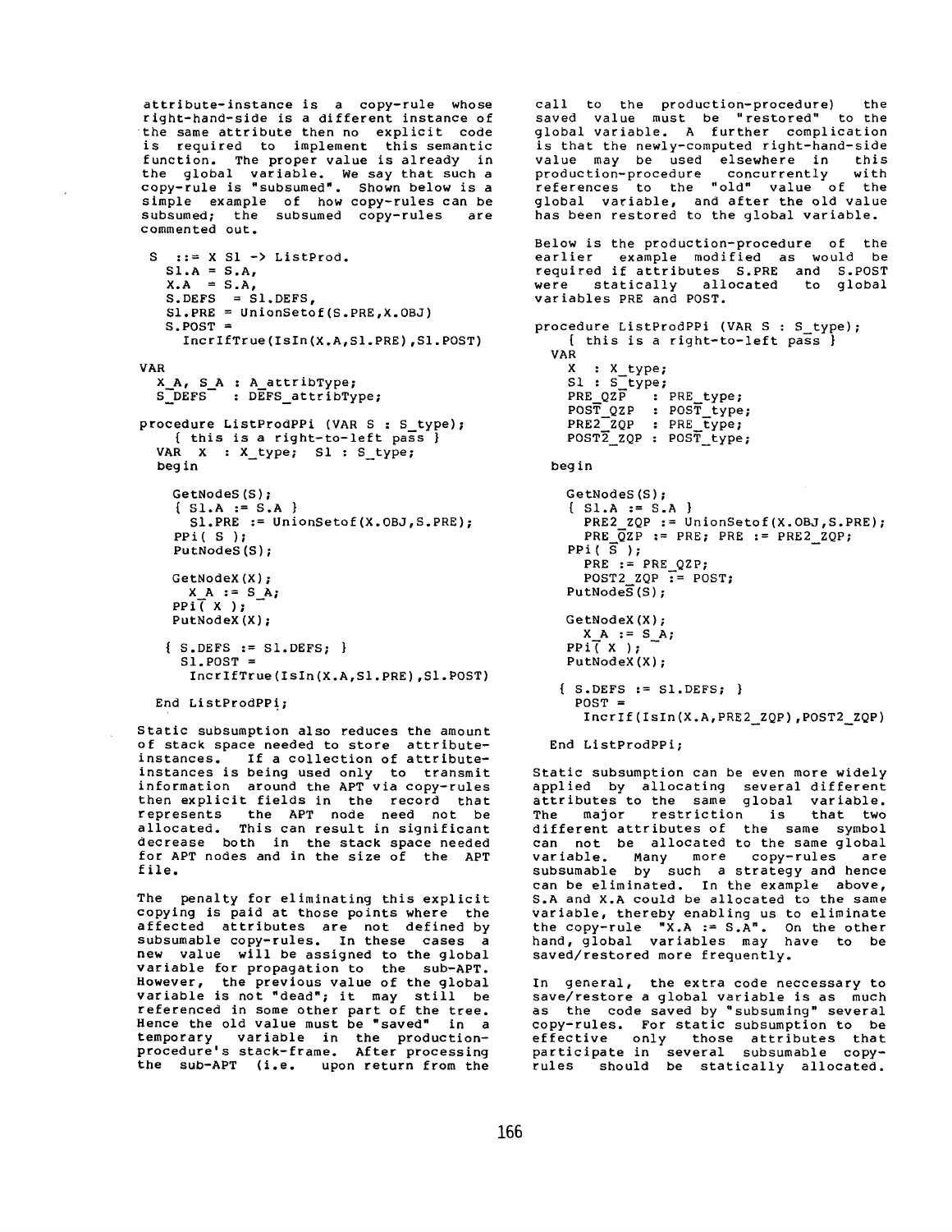attribute-instance is a copy-rule whose right-hand-side is a different instance of the same attribute then no explicit code is required to implement this semantic function. The proper value is already in the global variable. We say that such a copy-rule is "subsumed". Shown below is a simple example of how copy-rules can be subsumed; the subsumed copy-rules are commented out.

```
 S  ::= X S1 -> ListProd.
    S1.A = S.A,
    X.A  = S.A,
    S.DEFS  = S1.DEFS,
    S1.PRE = UnionSetof(S.PRE,X.OBJ)
    S.POST =
      IncrIfTrue(IsIn(X.A,S1.PRE),S1.POST)

VAR
  X_A, S_A : A_attribType;
  S_DEFS   : DEFS_attribType;

procedure ListProdPPi (VAR S : S_type);
    { this is a right-to-left pass }
  VAR  X  : X_type;  S1 : S_type;
  begin

    GetNodeS(S);
    { S1.A := S.A }
      S1.PRE := UnionSetof(X.OBJ,S.PRE);
    PPi( S );
    PutNodeS(S);

    GetNodeX(X);
      X_A := S_A;
    PPi( X );
    PutNodeX(X);

   { S.DEFS := S1.DEFS; }
     S1.POST =
       IncrIfTrue(IsIn(X.A,S1.PRE),S1.POST)

  End ListProdPPi;
```

Static subsumption also reduces the amount of stack space needed to store attribute-instances. If a collection of attribute-instances is being used only to transmit information around the APT via copy-rules then explicit fields in the record that represents the APT node need not be allocated. This can result in significant decrease both in the stack space needed for APT nodes and in the size of the APT file.

The penalty for eliminating this explicit copying is paid at those points where the affected attributes are not defined by subsumable copy-rules. In these cases a new value will be assigned to the global variable for propagation to the sub-APT. However, the previous value of the global variable is not "dead"; it may still be referenced in some other part of the tree. Hence the old value must be "saved" in a temporary variable in the production-procedure's stack-frame. After processing the sub-APT (i.e. upon return from the call to the production-procedure) the saved value must be "restored" to the global variable. A further complication is that the newly-computed right-hand-side value may be used elsewhere in this production-procedure concurrently with references to the "old" value of the global variable, and after the old value has been restored to the global variable.

Below is the production-procedure of the earlier example modified as would be required if attributes S.PRE and S.POST were statically allocated to global variables PRE and POST.

```
procedure ListProdPPi (VAR S : S_type);
    { this is a right-to-left pass }
  VAR
    X  : X_type;
    S1 : S_type;
    PRE_QZP   : PRE_type;
    POST_QZP  : POST_type;
    PRE2_ZQP  : PRE_type;
    POST2_ZQP : POST_type;

  begin

    GetNodeS(S);
    { S1.A := S.A }
      PRE2_ZQP := UnionSetof(X.OBJ,S.PRE);
      PRE_QZP := PRE; PRE := PRE2_ZQP;
    PPi( S );
      PRE := PRE_QZP;
      POST2_ZQP := POST;
    PutNodeS(S);

    GetNodeX(X);
      X_A := S_A;
    PPi( X );
    PutNodeX(X);

   { S.DEFS := S1.DEFS; }
     POST =
       IncrIf(IsIn(X.A,PRE2_ZQP),POST2_ZQP)

  End ListProdPPi;
```

Static subsumption can be even more widely applied by allocating several different attributes to the same global variable. The major restriction is that two different attributes of the same symbol can not be allocated to the same global variable. Many more copy-rules are subsumable by such a strategy and hence can be eliminated. In the example above, S.A and X.A could be allocated to the same variable, thereby enabling us to eliminate the copy-rule "X.A := S.A". On the other hand, global variables may have to be saved/restored more frequently.

In general, the extra code neccessary to save/restore a global variable is as much as the code saved by "subsuming" several copy-rules. For static subsumption to be effective only those attributes that participate in several subsumable copy-rules should be statically allocated.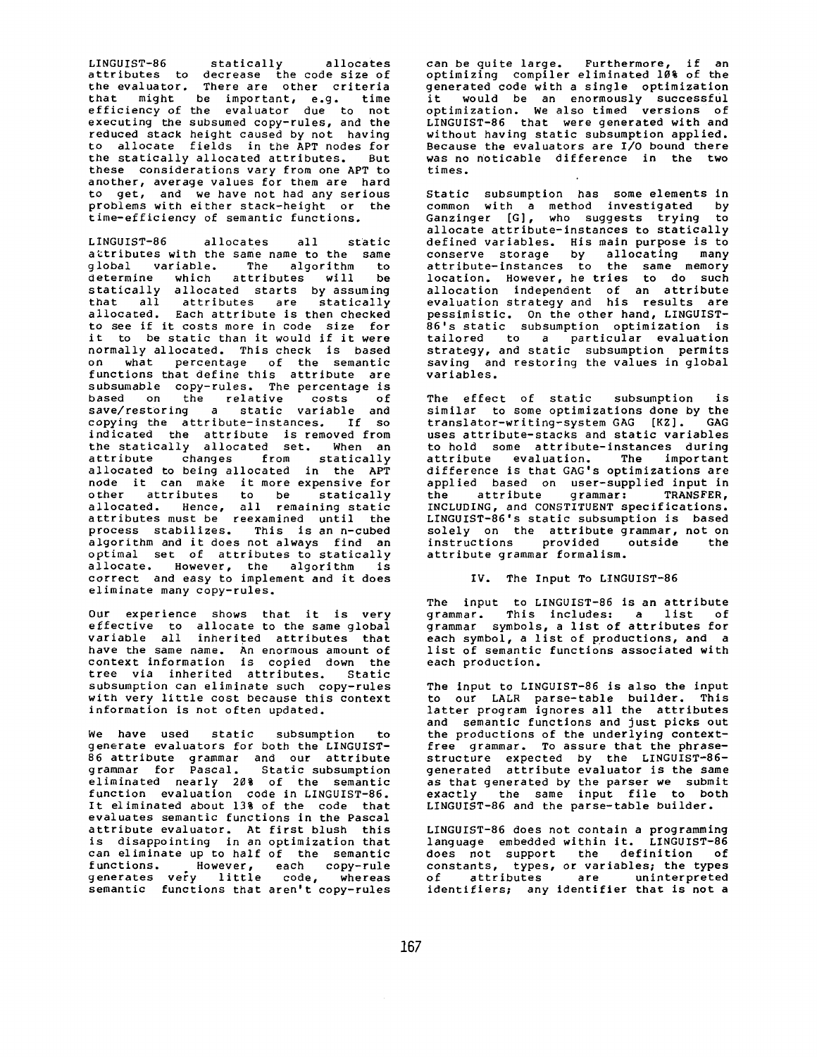LINGUIST-86 statically allocates attributes to decrease the code size of the evaluator. There are other criteria that might be important, e.g. time efficiency of the evaluator due to not executing the subsumed copy-rules, and the reduced stack height caused by not having to allocate fields in the APT nodes for the statically allocated attributes. But these considerations vary from one APT to another, average values for them are hard to get, and we have not had any serious problems with either stack-height or the time-efficiency of semantic functions.

LINGUIST-86 allocates all static attributes with the same name to the same global variable. The algorithm to determine which attributes will be statically allocated starts by assuming that all attributes are statically allocated. Each attribute is then checked to see if it costs more in code size for it to be static than it would if it were normally allocated. This check is based on what percentage of the semantic functions that define this attribute are subsumable copy-rules. The percentage is based on the relative costs of save/restoring a static variable and copying the attribute-instances. If so indicated the attribute is removed from the statically allocated set. When an attribute changes from statically allocated to being allocated in the APT node it can make it more expensive for other attributes to be statically allocated. Hence, all remaining static attributes must be reexamined until the process stabilizes. This is an n-cubed algorithm and it does not always find an optimal set of attributes to statically allocate. However, the algorithm is correct and easy to implement and it does eliminate many copy-rules.

Our experience shows that it is very effective to allocate to the same global variable all inherited attributes that have the same name. An enormous amount of context information is copied down the tree via inherited attributes. Static subsumption can eliminate such copy-rules with very little cost because this context information is not often updated.

We have used static subsumption to generate evaluators for both the LINGUIST-86 attribute grammar and our attribute grammar for Pascal. Static subsumption eliminated nearly 20% of the semantic function evaluation code in LINGUIST-86. It eliminated about 13% of the code that evaluates semantic functions in the Pascal attribute evaluator. At first blush this is disappointing in an optimization that can eliminate up to half of the semantic functions. However, each copy-rule generates very little code, whereas semantic functions that aren't copy-rules can be quite large. Furthermore, if an optimizing compiler eliminated 10% of the generated code with a single optimization it would be an enormously successful optimization. We also timed versions of LINGUIST-86 that were generated with and without having static subsumption applied. Because the evaluators are I/O bound there was no noticable difference in the two times.

Static subsumption has some elements in common with a method investigated by Ganzinger [G], who suggests trying to allocate attribute-instances to statically defined variables. His main purpose is to conserve storage by allocating many attribute-instances to the same memory location. However, he tries to do such allocation independent of an attribute evaluation strategy and his results are pessimistic. On the other hand, LINGUIST-86's static subsumption optimization is tailored to a particular evaluation strategy, and static subsumption permits saving and restoring the values in global variables.

The effect of static subsumption is similar to some optimizations done by the translator-writing-system GAG [KZ]. GAG uses attribute-stacks and static variables to hold some attribute-instances during attribute evaluation. The important difference is that GAG's optimizations are applied based on user-supplied input in the attribute grammar: TRANSFER, INCLUDING, and CONSTITUENT specifications. LINGUIST-86's static subsumption is based solely on the attribute grammar, not on instructions provided outside the attribute grammar formalism.

## IV. The Input To LINGUIST-86

The input to LINGUIST-86 is an attribute grammar. This includes: a list of grammar symbols, a list of attributes for each symbol, a list of productions, and a list of semantic functions associated with each production.

The input to LINGUIST-86 is also the input to our LALR parse-table builder. This latter program ignores all the attributes and semantic functions and just picks out the productions of the underlying context-free grammar. To assure that the phrase-structure expected by the LINGUIST-86-generated attribute evaluator is the same as that generated by the parser we submit exactly the same input file to both LINGUIST-86 and the parse-table builder.

LINGUIST-86 does not contain a programming language embedded within it. LINGUIST-86 does not support the definition of constants, types, or variables; the types of attributes are uninterpreted identifiers; any identifier that is not a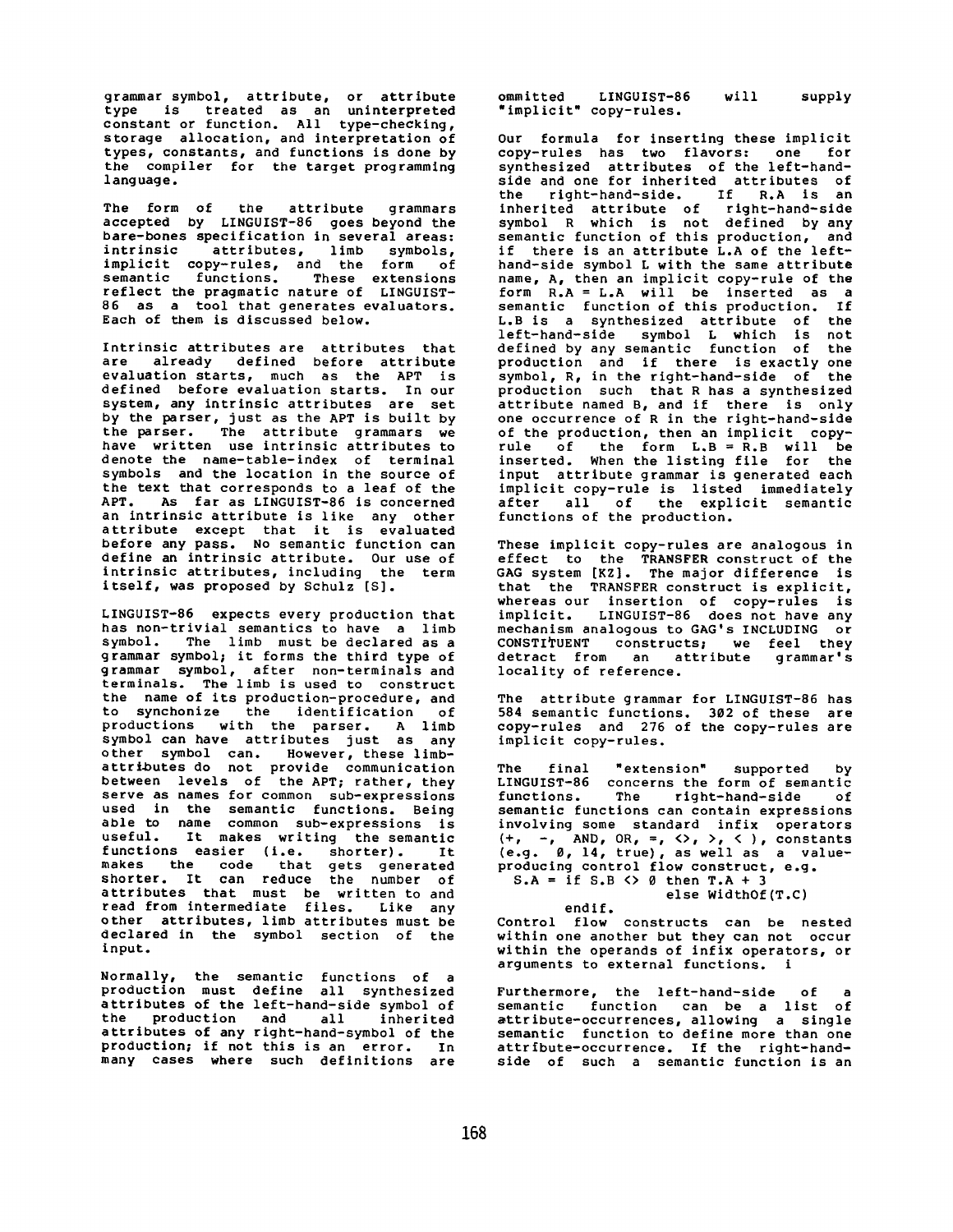grammar symbol, attribute, or attribute type is treated as an uninterpreted constant or function. All type-checking, storage allocation, and interpretation of types, constants, and functions is done by the compiler for the target programming language.

The form of the attribute grammars accepted by LINGUIST-86 goes beyond the bare-bones specification in several areas: intrinsic attributes, limb symbols, implicit copy-rules, and the form of semantic functions. These extensions reflect the pragmatic nature of LINGUIST-86 as a tool that generates evaluators. Each of them is discussed below.

Intrinsic attributes are attributes that are already defined before attribute evaluation starts, much as the APT is defined before evaluation starts. In our system, any intrinsic attributes are set by the parser, just as the APT is built by the parser. The attribute grammars we have written use intrinsic attributes to denote the name-table-index of terminal symbols and the location in the source of the text that corresponds to a leaf of the APT. As far as LINGUIST-86 is concerned an intrinsic attribute is like any other attribute except that it is evaluated before any pass. No semantic function can define an intrinsic attribute. Our use of intrinsic attributes, including the term itself, was proposed by Schulz [S].

LINGUIST-86 expects every production that has non-trivial semantics to have a limb symbol. The limb must be declared as a grammar symbol; it forms the third type of grammar symbol, after non-terminals and terminals. The limb is used to construct the name of its production-procedure, and to synchronize the identification of productions with the parser. A limb symbol can have attributes just as any other symbol can. However, these limb-attributes do not provide communication between levels of the APT; rather, they serve as names for common sub-expressions used in the semantic functions. Being able to name common sub-expressions is useful. It makes writing the semantic functions easier (i.e. shorter). It makes the code that gets generated shorter. It can reduce the number of attributes that must be written to and read from intermediate files. Like any other attributes, limb attributes must be declared in the symbol section of the input.

Normally, the semantic functions of a production must define all synthesized attributes of the left-hand-side symbol of the production and all inherited attributes of any right-hand-symbol of the production; if not this is an error. In many cases where such definitions are ommitted LINGUIST-86 will supply "implicit" copy-rules.

Our formula for inserting these implicit copy-rules has two flavors: one for synthesized attributes of the left-hand-side and one for inherited attributes of the right-hand-side. If R.A is an inherited attribute of right-hand-side symbol R which is not defined by any semantic function of this production, and if there is an attribute L.A of the left-hand-side symbol L with the same attribute name, A, then an implicit copy-rule of the form R.A = L.A will be inserted as a semantic function of this production. If L.B is a synthesized attribute of the left-hand-side symbol L which is not defined by any semantic function of the production and if there is exactly one symbol, R, in the right-hand-side of the production such that R has a synthesized attribute named B, and if there is only one occurrence of R in the right-hand-side of the production, then an implicit copy-rule of the form L.B = R.B will be inserted. When the listing file for the input attribute grammar is generated each implicit copy-rule is listed immediately after all of the explicit semantic functions of the production.

These implicit copy-rules are analogous in effect to the TRANSFER construct of the GAG system [KZ]. The major difference is that the TRANSFER construct is explicit, whereas our insertion of copy-rules is implicit. LINGUIST-86 does not have any mechanism analogous to GAG's INCLUDING or CONSTITUENT constructs; we feel they detract from an attribute grammar's locality of reference.

The attribute grammar for LINGUIST-86 has 584 semantic functions. 302 of these are copy-rules and 276 of the copy-rules are implicit copy-rules.

The final "extension" supported by LINGUIST-86 concerns the form of semantic functions. The right-hand-side of semantic functions can contain expressions involving some standard infix operators (+, -, AND, OR, =, <>, >, < ), constants (e.g. 0, 14, true), as well as a value-producing control flow construct, e.g.

```
S.A = if S.B <> 0 then T.A + 3
                  else WidthOf(T.C)
      endif.
```

Control flow constructs can be nested within one another but they can not occur within the operands of infix operators, or arguments to external functions. i

Furthermore, the left-hand-side of a semantic function can be a list of attribute-occurrences, allowing a single semantic function to define more than one attribute-occurrence. If the right-hand-side of such a semantic function is an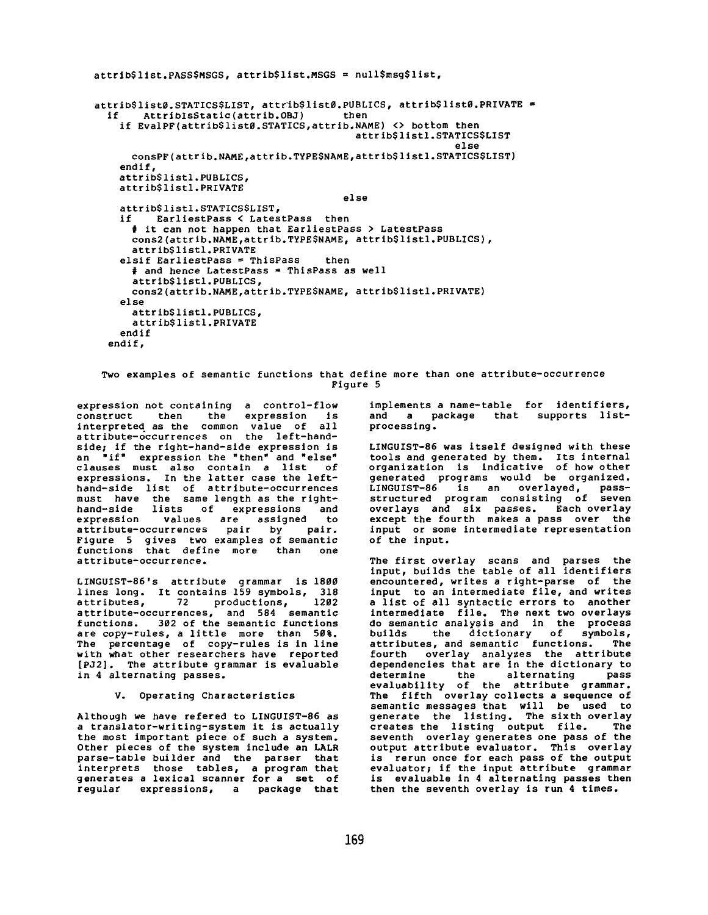```
attrib$list.PASS$MSGS, attrib$list.MSGS = null$msg$list,


attrib$list0.STATICS$LIST, attrib$list0.PUBLICS, attrib$list0.PRIVATE =
   if    AttribIsStatic(attrib.OBJ)        then
     if EvalPF(attrib$list0.STATICS,attrib.NAME) <> bottom then
                                          attrib$list1.STATICS$LIST
                                                            else
       consPF(attrib.NAME,attrib.TYPE$NAME,attrib$list1.STATICS$LIST)
     endif,
     attrib$list1.PUBLICS,
     attrib$list1.PRIVATE
                                     else
     attrib$list1.STATICS$LIST,
     if    EarliestPass < LatestPass  then
       # it can not happen that EarliestPass > LatestPass
       cons2(attrib.NAME,attrib.TYPE$NAME, attrib$list1.PUBLICS),
       attrib$list1.PRIVATE
     elsif EarliestPass = ThisPass    then
       # and hence LatestPass = ThisPass as well
       attrib$list1.PUBLICS,
       cons2(attrib.NAME,attrib.TYPE$NAME, attrib$list1.PRIVATE)
     else
       attrib$list1.PUBLICS,
       attrib$list1.PRIVATE
     endif
   endif,
```

Two examples of semantic functions that define more than one attribute-occurrence
Figure 5

expression not containing a control-flow construct then the expression is interpreted as the common value of all attribute-occurrences on the left-hand-side; if the right-hand-side expression is an "if" expression the "then" and "else" clauses must also contain a list of expressions. In the latter case the left-hand-side list of attribute-occurrences must have the same length as the right-hand-side lists of expressions and expression values are assigned to attribute-occurrences pair by pair. Figure 5 gives two examples of semantic functions that define more than one attribute-occurrence.

LINGUIST-86's attribute grammar is 1800 lines long. It contains 159 symbols, 318 attributes, 72 productions, 1202 attribute-occurrences, and 584 semantic functions. 302 of the semantic functions are copy-rules, a little more than 50%. The percentage of copy-rules is in line with what other researchers have reported [PJ2]. The attribute grammar is evaluable in 4 alternating passes.

## V. Operating Characteristics

Although we have refered to LINGUIST-86 as a translator-writing-system it is actually the most important piece of such a system. Other pieces of the system include an LALR parse-table builder and the parser that interprets those tables, a program that generates a lexical scanner for a set of regular expressions, a package that implements a name-table for identifiers, and a package that supports list-processing.

LINGUIST-86 was itself designed with these tools and generated by them. Its internal organization is indicative of how other generated programs would be organized. LINGUIST-86 is an overlayed, pass-structured program consisting of seven overlays and six passes. Each overlay except the fourth makes a pass over the input or some intermediate representation of the input.

The first overlay scans and parses the input, builds the table of all identifiers encountered, writes a right-parse of the input to an intermediate file, and writes a list of all syntactic errors to another intermediate file. The next two overlays do semantic analysis and in the process builds the dictionary of symbols, attributes, and semantic functions. The fourth overlay analyzes the attribute dependencies that are in the dictionary to determine the alternating pass evaluability of the attribute grammar. The fifth overlay collects a sequence of semantic messages that will be used to generate the listing. The sixth overlay creates the listing output file. The seventh overlay generates one pass of the output attribute evaluator. This overlay is rerun once for each pass of the output evaluator; if the input attribute grammar is evaluable in 4 alternating passes then then the seventh overlay is run 4 times.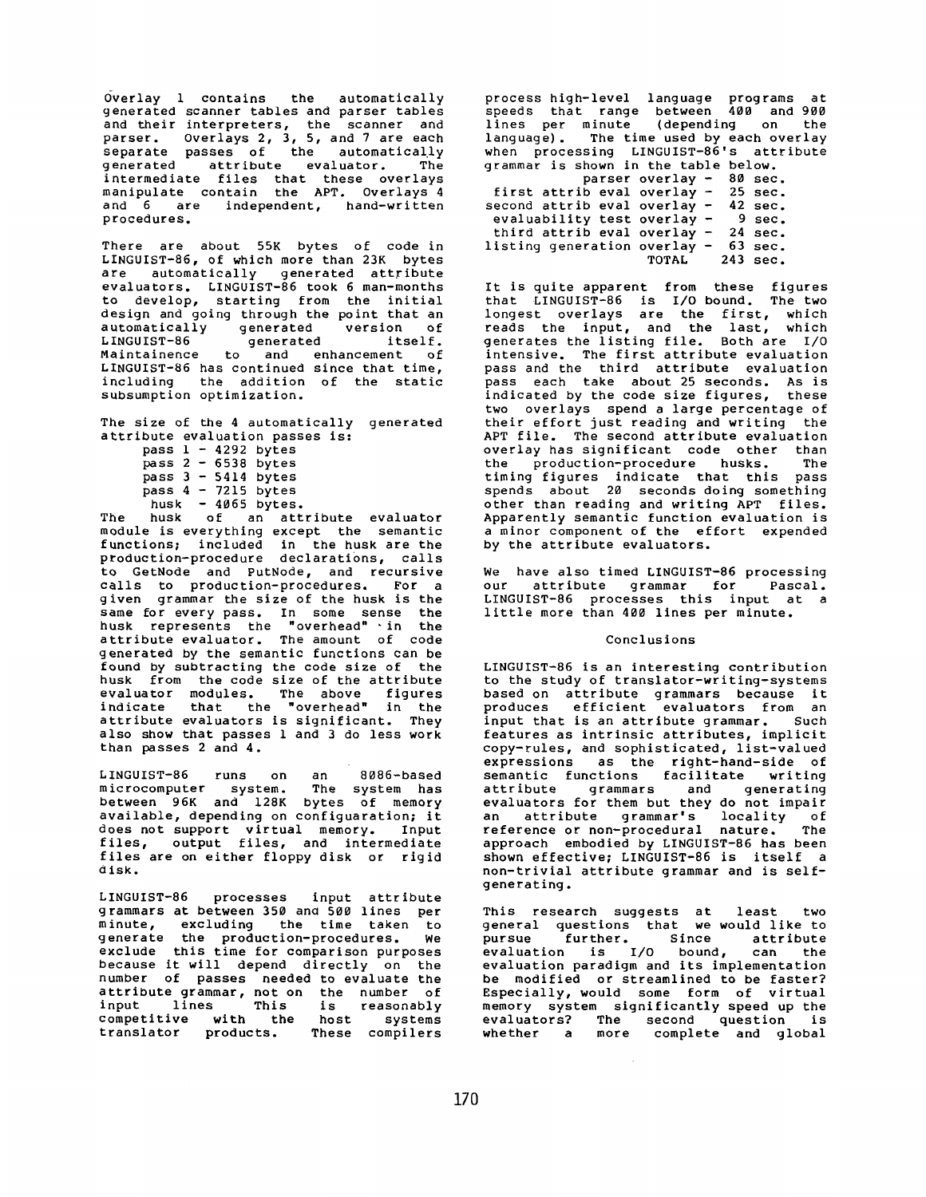Overlay 1 contains the automatically generated scanner tables and parser tables and their interpreters, the scanner and parser. Overlays 2, 3, 5, and 7 are each separate passes of the automatically generated attribute evaluator. The intermediate files that these overlays manipulate contain the APT. Overlays 4 and 6 are independent, hand-written procedures.

There are about 55K bytes of code in LINGUIST-86, of which more than 23K bytes are automatically generated attribute evaluators. LINGUIST-86 took 6 man-months to develop, starting from the initial design and going through the point that an automatically generated version of LINGUIST-86 generated itself. Maintainence to and enhancement of LINGUIST-86 has continued since that time, including the addition of the static subsumption optimization.

The size of the 4 automatically generated attribute evaluation passes is:

```
pass 1 - 4292 bytes
pass 2 - 6538 bytes
pass 3 - 5414 bytes
pass 4 - 7215 bytes
 husk  - 4065 bytes.
```

The husk of an attribute evaluator module is everything except the semantic functions; included in the husk are the production-procedure declarations, calls to GetNode and PutNode, and recursive calls to production-procedures. For a given grammar the size of the husk is the same for every pass. In some sense the husk represents the "overhead" in the attribute evaluator. The amount of code generated by the semantic functions can be found by subtracting the code size of the husk from the code size of the attribute evaluator modules. The above figures indicate that the "overhead" in the attribute evaluators is significant. They also show that passes 1 and 3 do less work than passes 2 and 4.

LINGUIST-86 runs on an 8086-based microcomputer system. The system has between 96K and 128K bytes of memory available, depending on configuaration; it does not support virtual memory. Input files, output files, and intermediate files are on either floppy disk or rigid disk.

LINGUIST-86 processes input attribute grammars at between 350 and 500 lines per minute, excluding the time taken to generate the production-procedures. We exclude this time for comparison purposes because it will depend directly on the number of passes needed to evaluate the attribute grammar, not on the number of input lines This is reasonably competitive with the host systems translator products. These compilers process high-level language programs at speeds that range between 400 and 900 lines per minute (depending on the language). The time used by each overlay when processing LINGUIST-86's attribute grammar is shown in the table below.

```
              parser overlay -  80 sec.
   first attrib eval overlay -  25 sec.
  second attrib eval overlay -  42 sec.
   evaluability test overlay -   9 sec.
   third attrib eval overlay -  24 sec.
  listing generation overlay -  63 sec.
                       TOTAL   243 sec.
```

It is quite apparent from these figures that LINGUIST-86 is I/O bound. The two longest overlays are the first, which reads the input, and the last, which generates the listing file. Both are I/O intensive. The first attribute evaluation pass and the third attribute evaluation pass each take about 25 seconds. As is indicated by the code size figures, these two overlays spend a large percentage of their effort just reading and writing the APT file. The second attribute evaluation overlay has significant code other than the production-procedure husks. The timing figures indicate that this pass spends about 20 seconds doing something other than reading and writing APT files. Apparently semantic function evaluation is a minor component of the effort expended by the attribute evaluators.

We have also timed LINGUIST-86 processing our attribute grammar for Pascal. LINGUIST-86 processes this input at a little more than 400 lines per minute.

## Conclusions

LINGUIST-86 is an interesting contribution to the study of translator-writing-systems based on attribute grammars because it produces efficient evaluators from an input that is an attribute grammar. Such features as intrinsic attributes, implicit copy-rules, and sophisticated, list-valued expressions as the right-hand-side of semantic functions facilitate writing attribute grammars and generating evaluators for them but they do not impair an attribute grammar's locality of reference or non-procedural nature. The approach embodied by LINGUIST-86 has been shown effective; LINGUIST-86 is itself a non-trivial attribute grammar and is self-generating.

This research suggests at least two general questions that we would like to pursue further. Since attribute evaluation is I/O bound, can the evaluation paradigm and its implementation be modified or streamlined to be faster? Especially, would some form of virtual memory system significantly speed up the evaluators? The second question is whether a more complete and global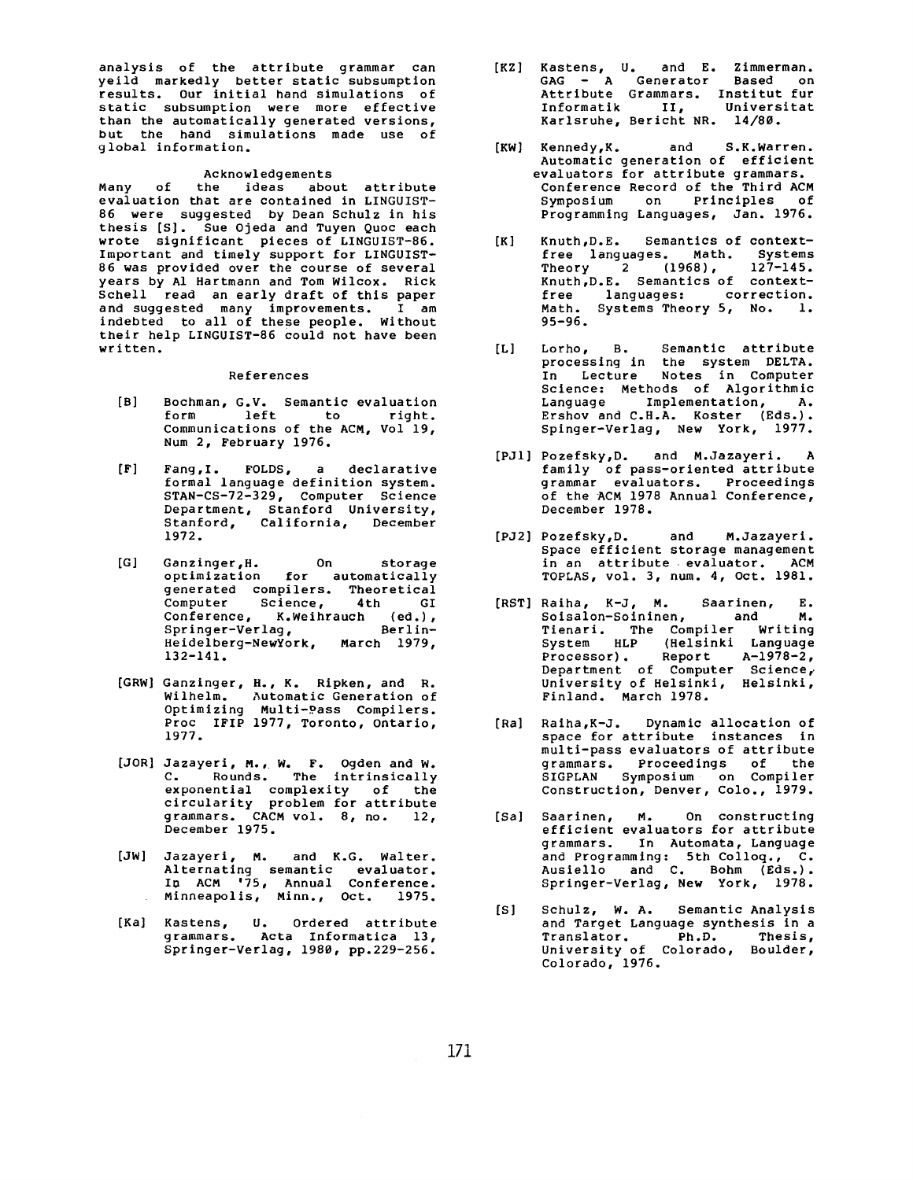analysis of the attribute grammar can yeild markedly better static subsumption results. Our initial hand simulations of static subsumption were more effective than the automatically generated versions, but the hand simulations made use of global information.

## Acknowledgements

Many of the ideas about attribute evaluation that are contained in LINGUIST-86 were suggested by Dean Schulz in his thesis [S]. Sue Ojeda and Tuyen Quoc each wrote significant pieces of LINGUIST-86. Important and timely support for LINGUIST-86 was provided over the course of several years by Al Hartmann and Tom Wilcox. Rick Schell read an early draft of this paper and suggested many improvements. I am indebted to all of these people. Without their help LINGUIST-86 could not have been written.

## References

[B] Bochman, G.V. Semantic evaluation form left to right. Communications of the ACM, Vol 19, Num 2, February 1976.

[F] Fang,I. FOLDS, a declarative formal language definition system. STAN-CS-72-329, Computer Science Department, Stanford University, Stanford, California, December 1972.

[G] Ganzinger,H. On storage optimization for automatically generated compilers. Theoretical Computer Science, 4th GI Conference, K.Weihrauch (ed.), Springer-Verlag, Berlin-Heidelberg-NewYork, March 1979, 132-141.

[GRW] Ganzinger, H., K. Ripken, and R. Wilhelm. Automatic Generation of Optimizing Multi-Pass Compilers. Proc IFIP 1977, Toronto, Ontario, 1977.

[JOR] Jazayeri, M., W. F. Ogden and W. C. Rounds. The intrinsically exponential complexity of the circularity problem for attribute grammars. CACM vol. 8, no. 12, December 1975.

[JW] Jazayeri, M. and K.G. Walter. Alternating semantic evaluator. In ACM '75, Annual Conference. Minneapolis, Minn., Oct. 1975.

[Ka] Kastens, U. Ordered attribute grammars. Acta Informatica 13, Springer-Verlag, 1980, pp.229-256.

[KZ] Kastens, U. and E. Zimmerman. GAG - A Generator Based on Attribute Grammars. Institut fur Informatik II, Universitat Karlsruhe, Bericht NR. 14/80.

[KW] Kennedy,K. and S.K.Warren. Automatic generation of efficient evaluators for attribute grammars. Conference Record of the Third ACM Symposium on Principles of Programming Languages, Jan. 1976.

[K] Knuth,D.E. Semantics of context-free languages. Math. Systems Theory 2 (1968), 127-145. Knuth,D.E. Semantics of context-free languages: correction. Math. Systems Theory 5, No. 1. 95-96.

[L] Lorho, B. Semantic attribute processing in the system DELTA. In Lecture Notes in Computer Science: Methods of Algorithmic Language Implementation, A. Ershov and C.H.A. Koster (Eds.). Spinger-Verlag, New York, 1977.

[PJ1] Pozefsky,D. and M.Jazayeri. A family of pass-oriented attribute grammar evaluators. Proceedings of the ACM 1978 Annual Conference, December 1978.

[PJ2] Pozefsky,D. and M.Jazayeri. Space efficient storage management in an attribute evaluator. ACM TOPLAS, vol. 3, num. 4, Oct. 1981.

[RST] Raiha, K-J, M. Saarinen, E. Soisalon-Soininen, and M. Tienari. The Compiler Writing System HLP (Helsinki Language Processor). Report A-1978-2, Department of Computer Science, University of Helsinki, Helsinki, Finland. March 1978.

[Ra] Raiha,K-J. Dynamic allocation of space for attribute instances in multi-pass evaluators of attribute grammars. Proceedings of the SIGPLAN Symposium on Compiler Construction, Denver, Colo., 1979.

[Sa] Saarinen, M. On constructing efficient evaluators for attribute grammars. In Automata, Language and Programming: 5th Colloq., C. Ausiello and C. Bohm (Eds.). Springer-Verlag, New York, 1978.

[S] Schulz, W. A. Semantic Analysis and Target Language synthesis in a Translator. Ph.D. Thesis, University of Colorado, Boulder, Colorado, 1976.